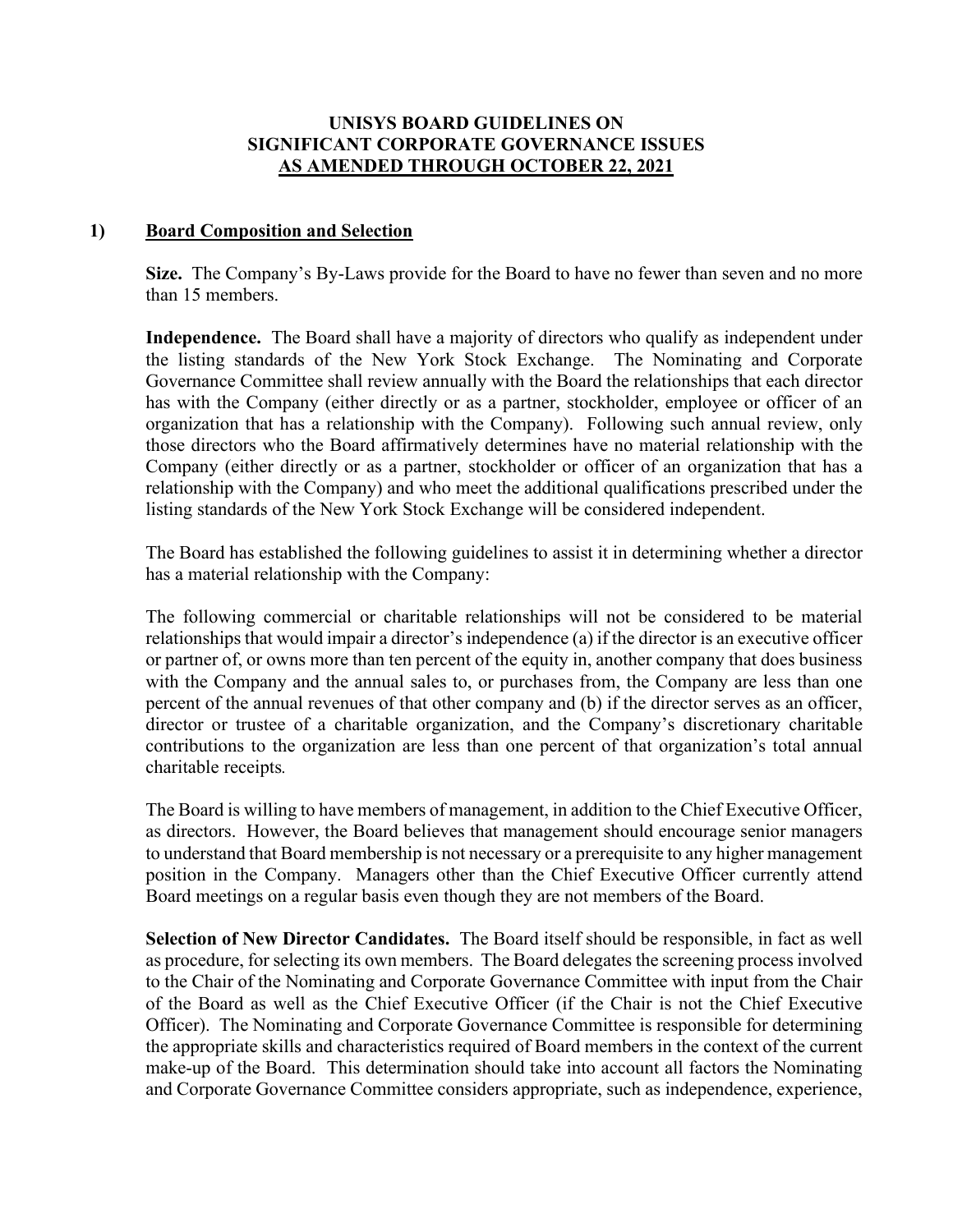# UNISYS BOARD GUIDELINES ON SIGNIFICANT CORPORATE GOVERNANCE ISSUES AS AMENDED THROUGH OCTOBER 22, 2021

## 1) Board Composition and Selection

**Size.** The Company's By-Laws provide for the Board to have no fewer than seven and no more than 15 members.

**Independence.** The Board shall have a majority of directors who qualify as independent under the listing standards of the New York Stock Exchange. The Nominating and Corporate Governance Committee shall review annually with the Board the relationships that each director has with the Company (either directly or as a partner, stockholder, employee or officer of an organization that has a relationship with the Company). Following such annual review, only those directors who the Board affirmatively determines have no material relationship with the Company (either directly or as a partner, stockholder or officer of an organization that has a relationship with the Company) and who meet the additional qualifications prescribed under the listing standards of the New York Stock Exchange will be considered independent.

The Board has established the following guidelines to assist it in determining whether a director has a material relationship with the Company:

The following commercial or charitable relationships will not be considered to be material relationships that would impair a director's independence (a) if the director is an executive officer or partner of, or owns more than ten percent of the equity in, another company that does business with the Company and the annual sales to, or purchases from, the Company are less than one percent of the annual revenues of that other company and (b) if the director serves as an officer, director or trustee of a charitable organization, and the Company's discretionary charitable contributions to the organization are less than one percent of that organization's total annual charitable receipts.

The Board is willing to have members of management, in addition to the Chief Executive Officer, as directors. However, the Board believes that management should encourage senior managers to understand that Board membership is not necessary or a prerequisite to any higher management position in the Company. Managers other than the Chief Executive Officer currently attend Board meetings on a regular basis even though they are not members of the Board.

**Selection of New Director Candidates.** The Board itself should be responsible, in fact as well as procedure, for selecting its own members. The Board delegates the screening process involved to the Chair of the Nominating and Corporate Governance Committee with input from the Chair of the Board as well as the Chief Executive Officer (if the Chair is not the Chief Executive Officer). The Nominating and Corporate Governance Committee is responsible for determining the appropriate skills and characteristics required of Board members in the context of the current make-up of the Board. This determination should take into account all factors the Nominating and Corporate Governance Committee considers appropriate, such as independence, experience,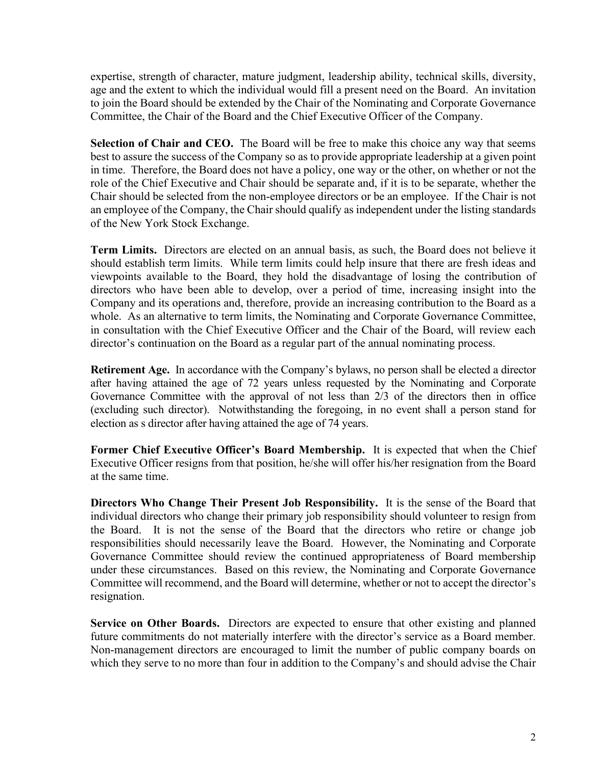expertise, strength of character, mature judgment, leadership ability, technical skills, diversity, age and the extent to which the individual would fill a present need on the Board. An invitation to join the Board should be extended by the Chair of the Nominating and Corporate Governance Committee, the Chair of the Board and the Chief Executive Officer of the Company.

**Selection of Chair and CEO.** The Board will be free to make this choice any way that seems best to assure the success of the Company so as to provide appropriate leadership at a given point in time. Therefore, the Board does not have a policy, one way or the other, on whether or not the role of the Chief Executive and Chair should be separate and, if it is to be separate, whether the Chair should be selected from the non-employee directors or be an employee. If the Chair is not an employee of the Company, the Chair should qualify as independent under the listing standards of the New York Stock Exchange.

**Term Limits.** Directors are elected on an annual basis, as such, the Board does not believe it should establish term limits. While term limits could help insure that there are fresh ideas and viewpoints available to the Board, they hold the disadvantage of losing the contribution of directors who have been able to develop, over a period of time, increasing insight into the Company and its operations and, therefore, provide an increasing contribution to the Board as a whole. As an alternative to term limits, the Nominating and Corporate Governance Committee, in consultation with the Chief Executive Officer and the Chair of the Board, will review each director's continuation on the Board as a regular part of the annual nominating process.

**Retirement Age.** In accordance with the Company's bylaws, no person shall be elected a director after having attained the age of 72 years unless requested by the Nominating and Corporate Governance Committee with the approval of not less than 2/3 of the directors then in office (excluding such director). Notwithstanding the foregoing, in no event shall a person stand for election as s director after having attained the age of 74 years.

**Former Chief Executive Officer's Board Membership.** It is expected that when the Chief Executive Officer resigns from that position, he/she will offer his/her resignation from the Board at the same time.

**Directors Who Change Their Present Job Responsibility.** It is the sense of the Board that individual directors who change their primary job responsibility should volunteer to resign from the Board. It is not the sense of the Board that the directors who retire or change job responsibilities should necessarily leave the Board. However, the Nominating and Corporate Governance Committee should review the continued appropriateness of Board membership under these circumstances. Based on this review, the Nominating and Corporate Governance Committee will recommend, and the Board will determine, whether or not to accept the director's resignation.

**Service on Other Boards.** Directors are expected to ensure that other existing and planned future commitments do not materially interfere with the director's service as a Board member. Non-management directors are encouraged to limit the number of public company boards on which they serve to no more than four in addition to the Company's and should advise the Chair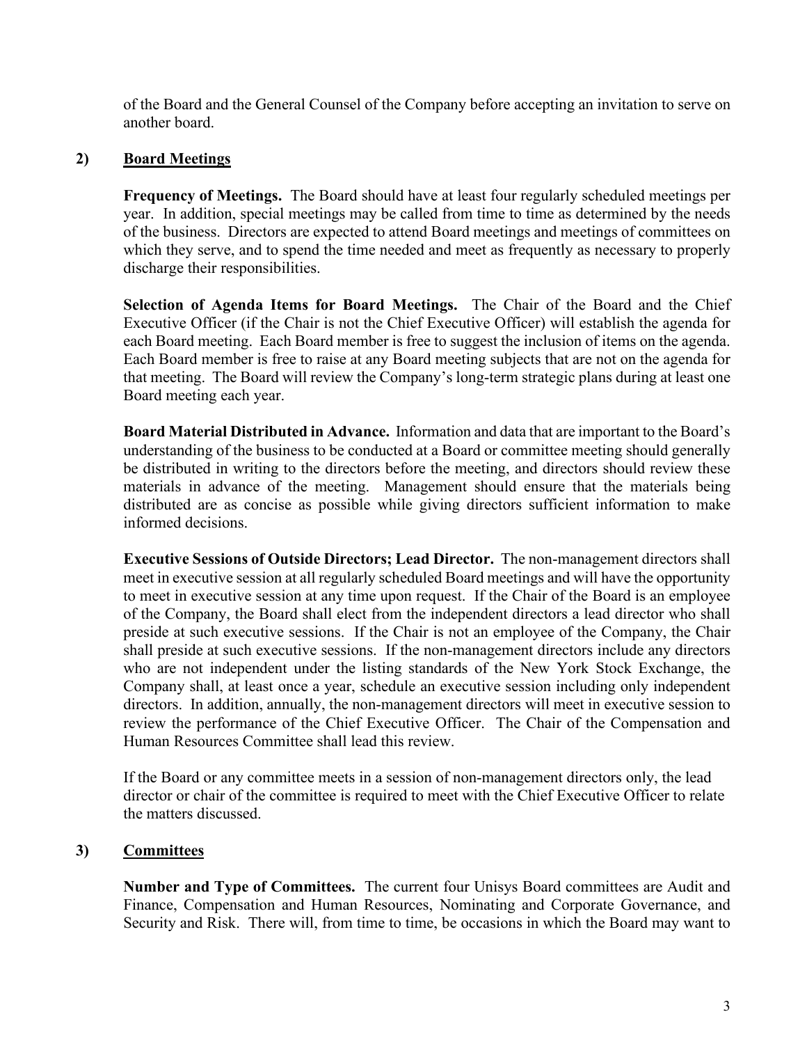of the Board and the General Counsel of the Company before accepting an invitation to serve on another board.

## 2) Board Meetings

**Frequency of Meetings.** The Board should have at least four regularly scheduled meetings per year. In addition, special meetings may be called from time to time as determined by the needs of the business. Directors are expected to attend Board meetings and meetings of committees on which they serve, and to spend the time needed and meet as frequently as necessary to properly discharge their responsibilities.

**Selection of Agenda Items for Board Meetings.** The Chair of the Board and the Chief Executive Officer (if the Chair is not the Chief Executive Officer) will establish the agenda for each Board meeting. Each Board member is free to suggest the inclusion of items on the agenda. Each Board member is free to raise at any Board meeting subjects that are not on the agenda for that meeting. The Board will review the Company's long-term strategic plans during at least one Board meeting each year.

**Board Material Distributed in Advance.** Information and data that are important to the Board's understanding of the business to be conducted at a Board or committee meeting should generally be distributed in writing to the directors before the meeting, and directors should review these materials in advance of the meeting. Management should ensure that the materials being distributed are as concise as possible while giving directors sufficient information to make informed decisions.

**Executive Sessions of Outside Directors; Lead Director.** The non-management directors shall meet in executive session at all regularly scheduled Board meetings and will have the opportunity to meet in executive session at any time upon request. If the Chair of the Board is an employee of the Company, the Board shall elect from the independent directors a lead director who shall preside at such executive sessions. If the Chair is not an employee of the Company, the Chair shall preside at such executive sessions. If the non-management directors include any directors who are not independent under the listing standards of the New York Stock Exchange, the Company shall, at least once a year, schedule an executive session including only independent directors. In addition, annually, the non-management directors will meet in executive session to review the performance of the Chief Executive Officer. The Chair of the Compensation and Human Resources Committee shall lead this review.

If the Board or any committee meets in a session of non-management directors only, the lead director or chair of the committee is required to meet with the Chief Executive Officer to relate the matters discussed.

## 3) Committees

**Number and Type of Committees.** The current four Unisys Board committees are Audit and Finance, Compensation and Human Resources, Nominating and Corporate Governance, and Security and Risk. There will, from time to time, be occasions in which the Board may want to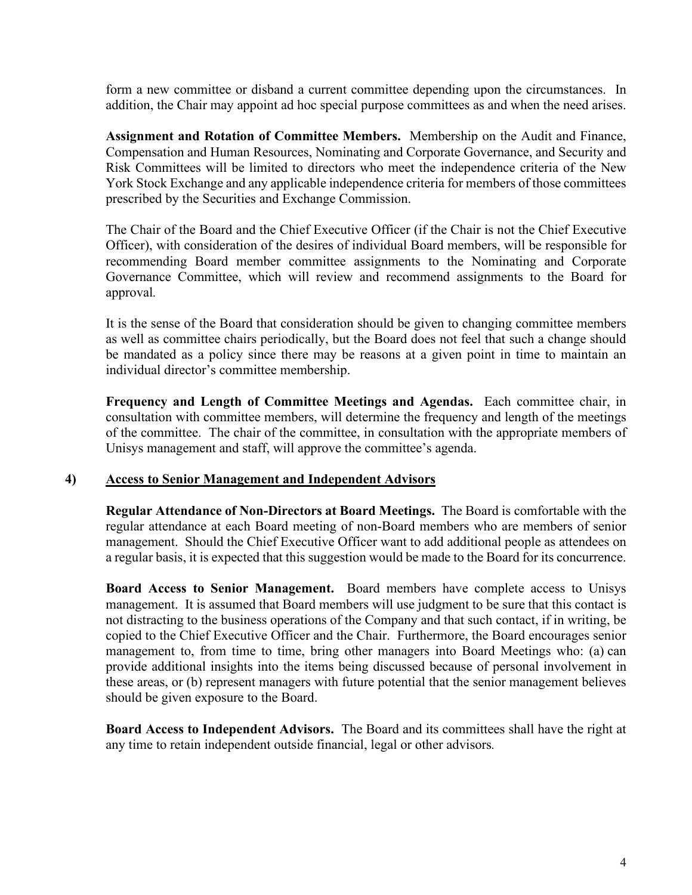form a new committee or disband a current committee depending upon the circumstances. In addition, the Chair may appoint ad hoc special purpose committees as and when the need arises.

**Assignment and Rotation of Committee Members.** Membership on the Audit and Finance, Compensation and Human Resources, Nominating and Corporate Governance, and Security and Risk Committees will be limited to directors who meet the independence criteria of the New York Stock Exchange and any applicable independence criteria for members of those committees prescribed by the Securities and Exchange Commission.

The Chair of the Board and the Chief Executive Officer (if the Chair is not the Chief Executive Officer), with consideration of the desires of individual Board members, will be responsible for recommending Board member committee assignments to the Nominating and Corporate Governance Committee, which will review and recommend assignments to the Board for approval.

It is the sense of the Board that consideration should be given to changing committee members as well as committee chairs periodically, but the Board does not feel that such a change should be mandated as a policy since there may be reasons at a given point in time to maintain an individual director's committee membership.

**Frequency and Length of Committee Meetings and Agendas.** Each committee chair, in consultation with committee members, will determine the frequency and length of the meetings of the committee. The chair of the committee, in consultation with the appropriate members of Unisys management and staff, will approve the committee's agenda.

## 4) Access to Senior Management and Independent Advisors

**Regular Attendance of Non-Directors at Board Meetings.** The Board is comfortable with the regular attendance at each Board meeting of non-Board members who are members of senior management. Should the Chief Executive Officer want to add additional people as attendees on a regular basis, it is expected that this suggestion would be made to the Board for its concurrence.

**Board Access to Senior Management.** Board members have complete access to Unisys management. It is assumed that Board members will use judgment to be sure that this contact is not distracting to the business operations of the Company and that such contact, if in writing, be copied to the Chief Executive Officer and the Chair. Furthermore, the Board encourages senior management to, from time to time, bring other managers into Board Meetings who: (a) can provide additional insights into the items being discussed because of personal involvement in these areas, or (b) represent managers with future potential that the senior management believes should be given exposure to the Board.

**Board Access to Independent Advisors.** The Board and its committees shall have the right at any time to retain independent outside financial, legal or other advisors.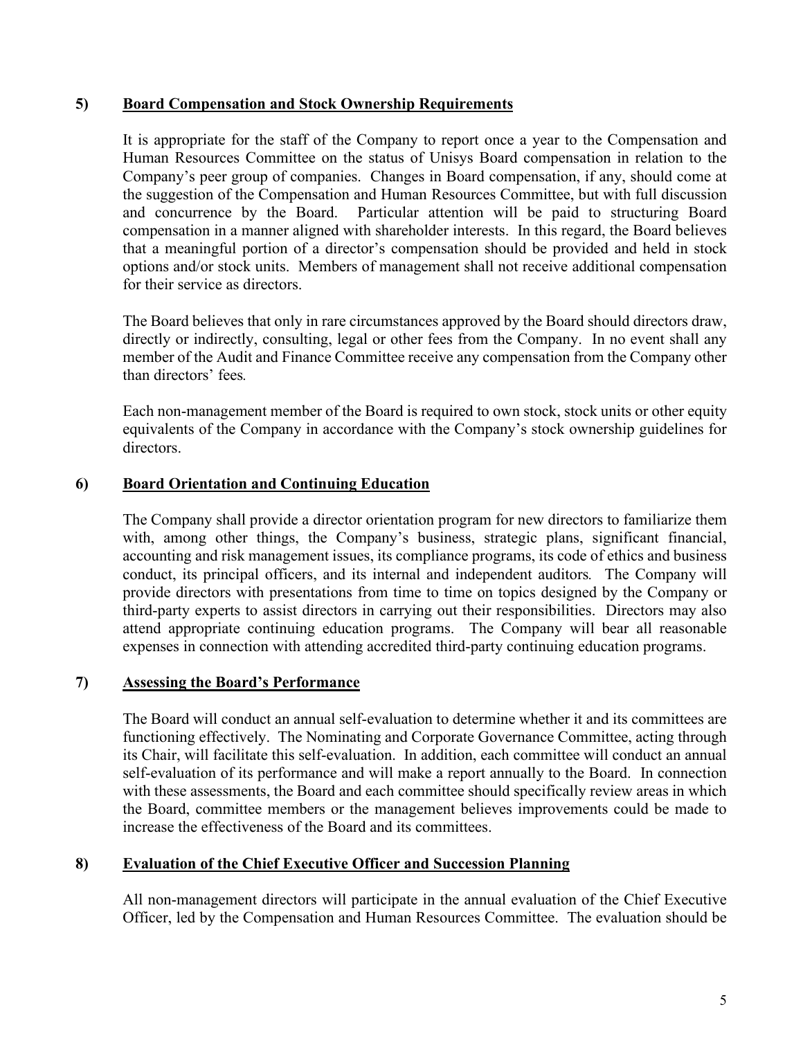## 5) Board Compensation and Stock Ownership Requirements

It is appropriate for the staff of the Company to report once a year to the Compensation and Human Resources Committee on the status of Unisys Board compensation in relation to the Company's peer group of companies. Changes in Board compensation, if any, should come at the suggestion of the Compensation and Human Resources Committee, but with full discussion and concurrence by the Board. Particular attention will be paid to structuring Board compensation in a manner aligned with shareholder interests. In this regard, the Board believes that a meaningful portion of a director's compensation should be provided and held in stock options and/or stock units. Members of management shall not receive additional compensation for their service as directors.

The Board believes that only in rare circumstances approved by the Board should directors draw, directly or indirectly, consulting, legal or other fees from the Company. In no event shall any member of the Audit and Finance Committee receive any compensation from the Company other than directors' fees.

Each non-management member of the Board is required to own stock, stock units or other equity equivalents of the Company in accordance with the Company's stock ownership guidelines for directors.

## 6) Board Orientation and Continuing Education

The Company shall provide a director orientation program for new directors to familiarize them with, among other things, the Company's business, strategic plans, significant financial, accounting and risk management issues, its compliance programs, its code of ethics and business conduct, its principal officers, and its internal and independent auditors. The Company will provide directors with presentations from time to time on topics designed by the Company or third-party experts to assist directors in carrying out their responsibilities. Directors may also attend appropriate continuing education programs. The Company will bear all reasonable expenses in connection with attending accredited third-party continuing education programs.

## 7) Assessing the Board's Performance

The Board will conduct an annual self-evaluation to determine whether it and its committees are functioning effectively. The Nominating and Corporate Governance Committee, acting through its Chair, will facilitate this self-evaluation. In addition, each committee will conduct an annual self-evaluation of its performance and will make a report annually to the Board. In connection with these assessments, the Board and each committee should specifically review areas in which the Board, committee members or the management believes improvements could be made to increase the effectiveness of the Board and its committees.

## 8) Evaluation of the Chief Executive Officer and Succession Planning

All non-management directors will participate in the annual evaluation of the Chief Executive Officer, led by the Compensation and Human Resources Committee. The evaluation should be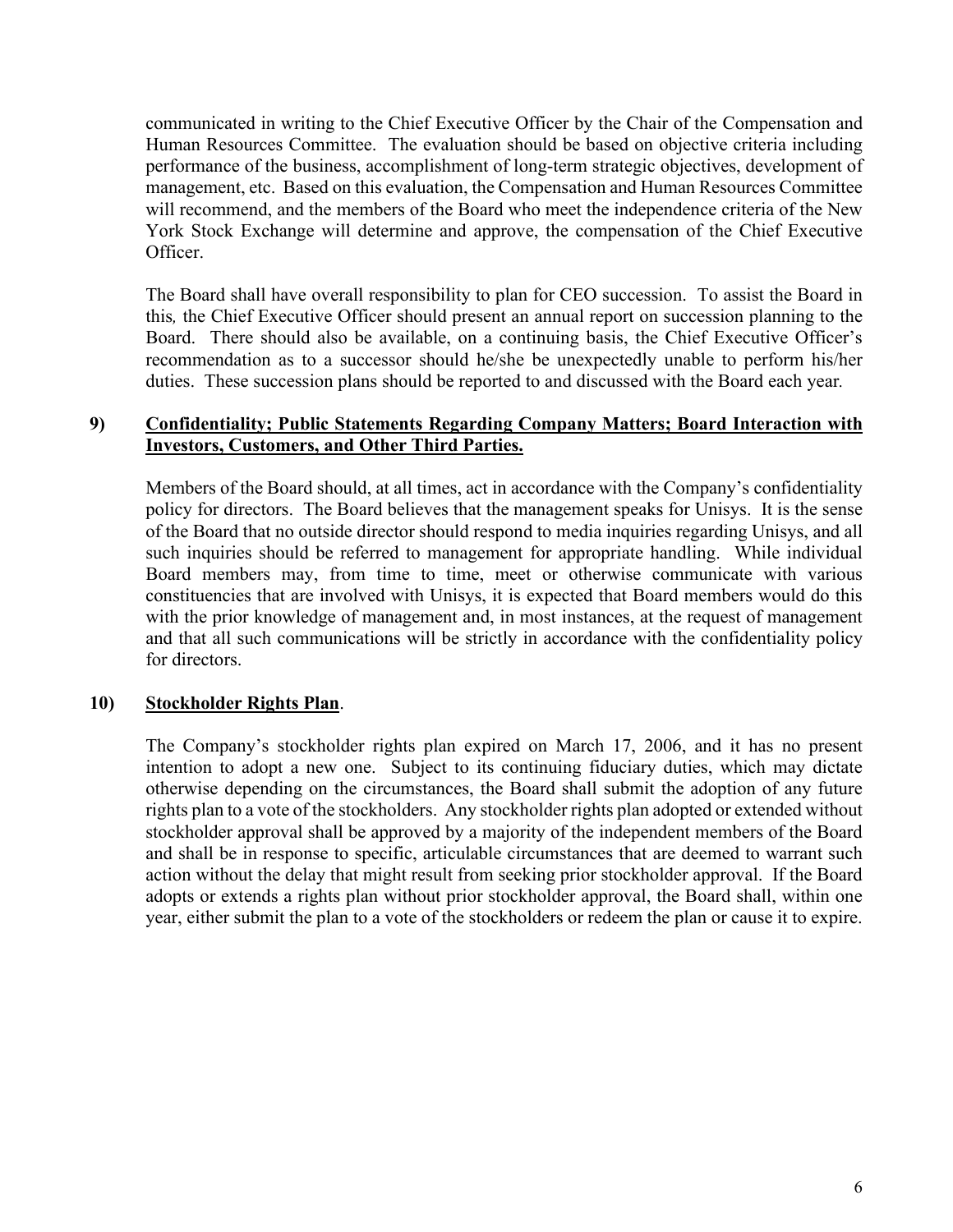communicated in writing to the Chief Executive Officer by the Chair of the Compensation and Human Resources Committee. The evaluation should be based on objective criteria including performance of the business, accomplishment of long-term strategic objectives, development of management, etc. Based on this evaluation, the Compensation and Human Resources Committee will recommend, and the members of the Board who meet the independence criteria of the New York Stock Exchange will determine and approve, the compensation of the Chief Executive Officer.

The Board shall have overall responsibility to plan for CEO succession. To assist the Board in this, the Chief Executive Officer should present an annual report on succession planning to the Board. There should also be available, on a continuing basis, the Chief Executive Officer's recommendation as to a successor should he/she be unexpectedly unable to perform his/her duties. These succession plans should be reported to and discussed with the Board each year.

**9) Confidentiality; Public Statements Regarding Company Matters; Board Interaction with Investors, Customers, and Other Third Parties.**

Members of the Board should, at all times, act in accordance with the Company's confidentiality policy for directors. The Board believes that the management speaks for Unisys. It is the sense of the Board that no outside director should respond to media inquiries regarding Unisys, and all such inquiries should be referred to management for appropriate handling. While individual Board members may, from time to time, meet or otherwise communicate with various constituencies that are involved with Unisys, it is expected that Board members would do this with the prior knowledge of management and, in most instances, at the request of management and that all such communications will be strictly in accordance with the confidentiality policy for directors.

**10) Stockholder Rights Plan.**

The Company's stockholder rights plan expired on March 17, 2006, and it has no present intention to adopt a new one. Subject to its continuing fiduciary duties, which may dictate otherwise depending on the circumstances, the Board shall submit the adoption of any future rights plan to a vote of the stockholders. Any stockholder rights plan adopted or extended without stockholder approval shall be approved by a majority of the independent members of the Board and shall be in response to specific, articulable circumstances that are deemed to warrant such action without the delay that might result from seeking prior stockholder approval. If the Board adopts or extends a rights plan without prior stockholder approval, the Board shall, within one year, either submit the plan to a vote of the stockholders or redeem the plan or cause it to expire.